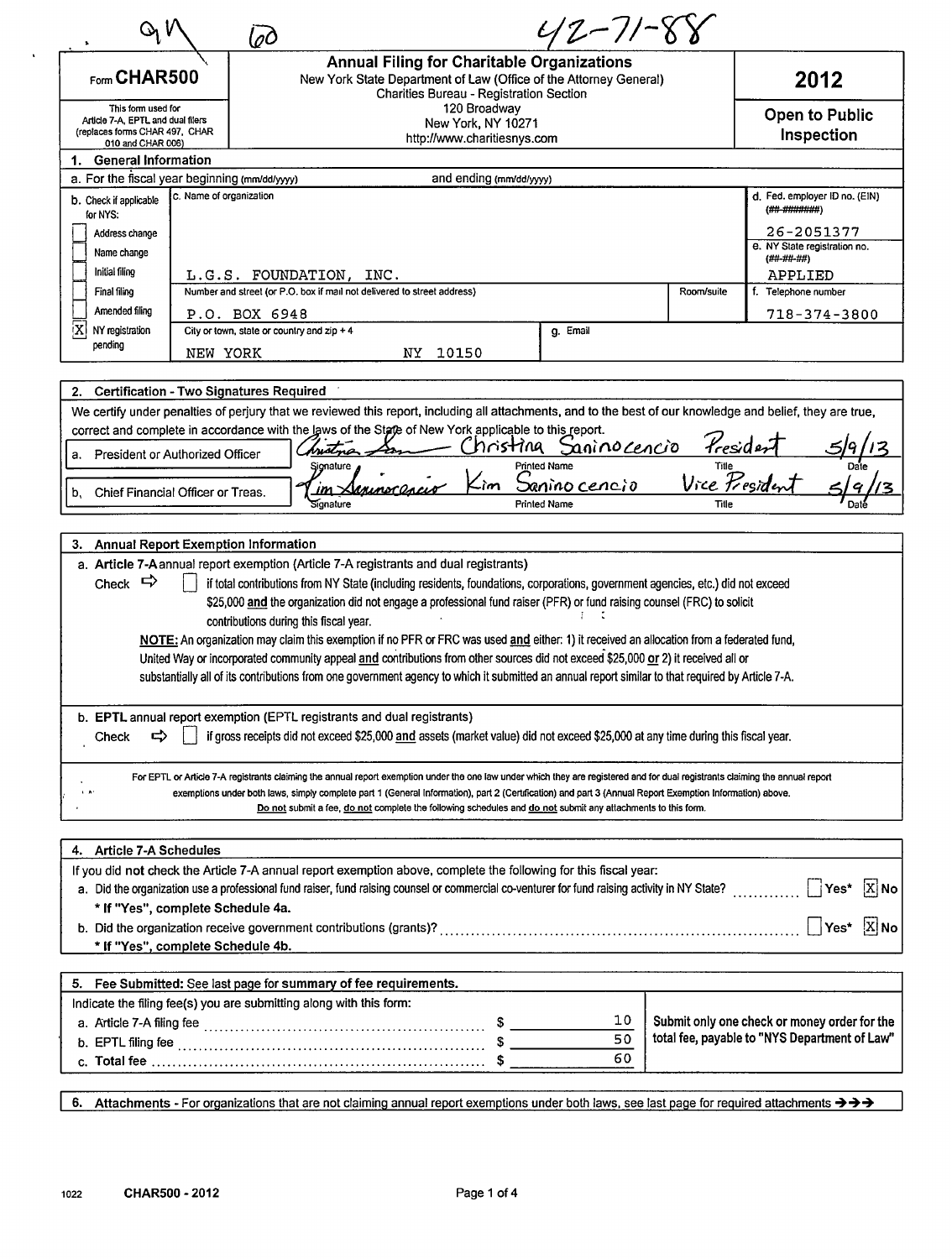9N 60 42-71-88

| Form **CHAR500** | **Annual Filing for Charitable Organizations** New York State Department of Law (Office of the Attorney General) Charities Bureau - Registration Section 120 Broadway New York, NY 10271 http://www.charitiesnys.com | **2012** |
|---|---|---|
| This form used for Article 7-A, EPTL and dual filers (replaces forms CHAR 497, CHAR 010 and CHAR 006) | | **Open to Public Inspection** |

## 1. General Information

a. For the fiscal year beginning (mm/dd/yyyy) and ending (mm/dd/yyyy)

| b. Check if applicable for NYS: | c. Name of organization | | d. Fed. employer ID no. (EIN) (##-#######) |
|---|---|---|---|
| [ ] Address change | | | 26-2051377 |
| [ ] Name change | | | e. NY State registration no. (##-##-##) |
| [ ] Initial filing | L.G.S. FOUNDATION, INC. | | APPLIED |
| [ ] Final filing | Number and street (or P.O. box if mail not delivered to street address) | Room/suite | f. Telephone number |
| [ ] Amended filing | P.O. BOX 6948 | | 718-374-3800 |
| [X] NY registration pending | City or town, state or country and zip + 4: NEW YORK NY 10150 | g. Email | |

## 2. Certification - Two Signatures Required

We certify under penalties of perjury that we reviewed this report, including all attachments, and to the best of our knowledge and belief, they are true, correct and complete in accordance with the laws of the State of New York applicable to this report.

| | Signature | Printed Name | Title | Date |
|---|---|---|---|---|
| a. President or Authorized Officer | Christina Sanino | Christina Saninocencio | President | 5/9/13 |
| b. Chief Financial Officer or Treas. | Kim Saninocencio | Kim Saninocencio | Vice President | 5/9/13 |

## 3. Annual Report Exemption Information

a. **Article 7-A** annual report exemption (Article 7-A registrants and dual registrants)

Check ⇨ [ ] if total contributions from NY State (including residents, foundations, corporations, government agencies, etc.) did not exceed $25,000 **and** the organization did not engage a professional fund raiser (PFR) or fund raising counsel (FRC) to solicit contributions during this fiscal year.

**NOTE:** An organization may claim this exemption if no PFR or FRC was used **and** either: 1) it received an allocation from a federated fund, United Way or incorporated community appeal **and** contributions from other sources did not exceed $25,000 **or** 2) it received all or substantially all of its contributions from one government agency to which it submitted an annual report similar to that required by Article 7-A.

b. **EPTL** annual report exemption (EPTL registrants and dual registrants)

Check ⇨ [ ] if gross receipts did not exceed $25,000 **and** assets (market value) did not exceed $25,000 at any time during this fiscal year.

For EPTL or Article 7-A registrants claiming the annual report exemption under the one law under which they are registered and for dual registrants claiming the annual report exemptions under both laws, simply complete part 1 (General Information), part 2 (Certification) and part 3 (Annual Report Exemption Information) above. **Do not** submit a fee, **do not** complete the following schedules and **do not** submit any attachments to this form.

## 4. Article 7-A Schedules

If you did **not** check the Article 7-A annual report exemption above, complete the following for this fiscal year:

a. Did the organization use a professional fund raiser, fund raising counsel or commercial co-venturer for fund raising activity in NY State? [ ] Yes* [X] No

**\* If "Yes", complete Schedule 4a.**

b. Did the organization receive government contributions (grants)? [ ] Yes* [X] No

**\* If "Yes", complete Schedule 4b.**

## 5. Fee Submitted: See last page for summary of fee requirements.

Indicate the filing fee(s) you are submitting along with this form:

| | | |
|---|---|---|
| a. Article 7-A filing fee | $ 10 | **Submit only one check or money order for the total fee, payable to "NYS Department of Law"** |
| b. EPTL filing fee | $ 50 | |
| c. **Total fee** | $ 60 | |

## 6. Attachments - For organizations that are not claiming annual report exemptions under both laws, see last page for required attachments →→→

1022 CHAR500 - 2012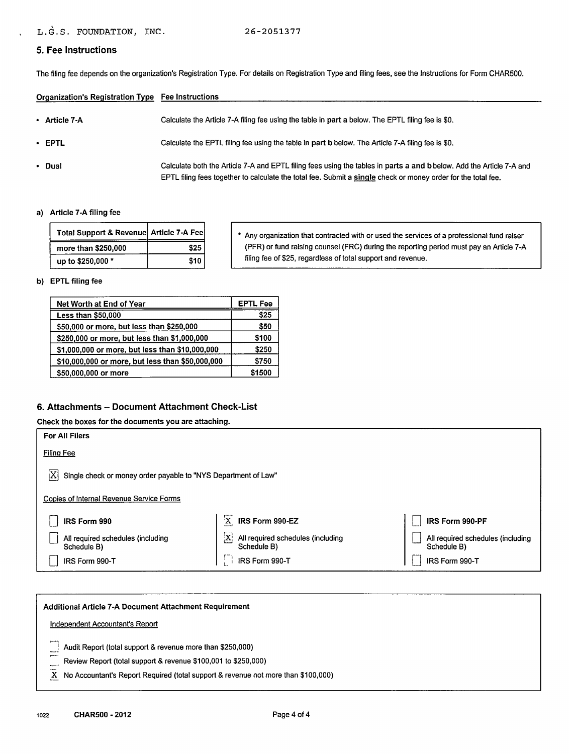L.G.S. FOUNDATION, INC. 26-2051377

## 5. Fee Instructions

The filing fee depends on the organization's Registration Type. For details on Registration Type and filing fees, see the Instructions for Form CHAR500.

| Organization's Registration Type | Fee Instructions |
|---|---|
| • **Article 7-A** | Calculate the Article 7-A filing fee using the table in **part a** below. The EPTL filing fee is $0. |
| • **EPTL** | Calculate the EPTL filing fee using the table **in part b** below. The Article 7-A filing fee is $0. |
| • **Dual** | Calculate both the Article 7-A and EPTL filing fees using the tables in **parts a and b** below. Add the Article 7-A and EPTL filing fees together to calculate the total fee. Submit a **single** check or money order for the total fee. |

**a) Article 7-A filing fee**

| Total Support & Revenue | Article 7-A Fee |
|---|---|
| more than $250,000 | $25 |
| up to $250,000 * | $10 |

* Any organization that contracted with or used the services of a professional fund raiser (PFR) or fund raising counsel (FRC) during the reporting period must pay an Article 7-A filing fee of $25, regardless of total support and revenue.

**b) EPTL filing fee**

| Net Worth at End of Year | EPTL Fee |
|---|---|
| Less than $50,000 | $25 |
| $50,000 or more, but less than $250,000 | $50 |
| $250,000 or more, but less than $1,000,000 | $100 |
| $1,000,000 or more, but less than $10,000,000 | $250 |
| $10,000,000 or more, but less than $50,000,000 | $750 |
| $50,000,000 or more | $1500 |

## 6. Attachments – Document Attachment Check-List

**Check the boxes for the documents you are attaching.**

**For All Filers**

Filing Fee

[X] Single check or money order payable to "NYS Department of Law"

Copies of Internal Revenue Service Forms

| | | |
|---|---|---|
| [ ] **IRS Form 990** | [X] **IRS Form 990-EZ** | [ ] **IRS Form 990-PF** |
| [ ] All required schedules (including Schedule B) | [X] All required schedules (including Schedule B) | [ ] All required schedules (including Schedule B) |
| [ ] IRS Form 990-T | [ ] IRS Form 990-T | [ ] IRS Form 990-T |

**Additional Article 7-A Document Attachment Requirement**

Independent Accountant's Report

[ ] Audit Report (total support & revenue more than $250,000)

[ ] Review Report (total support & revenue $100,001 to $250,000)

[X] No Accountant's Report Required (total support & revenue not more than $100,000)

1022 **CHAR500 - 2012**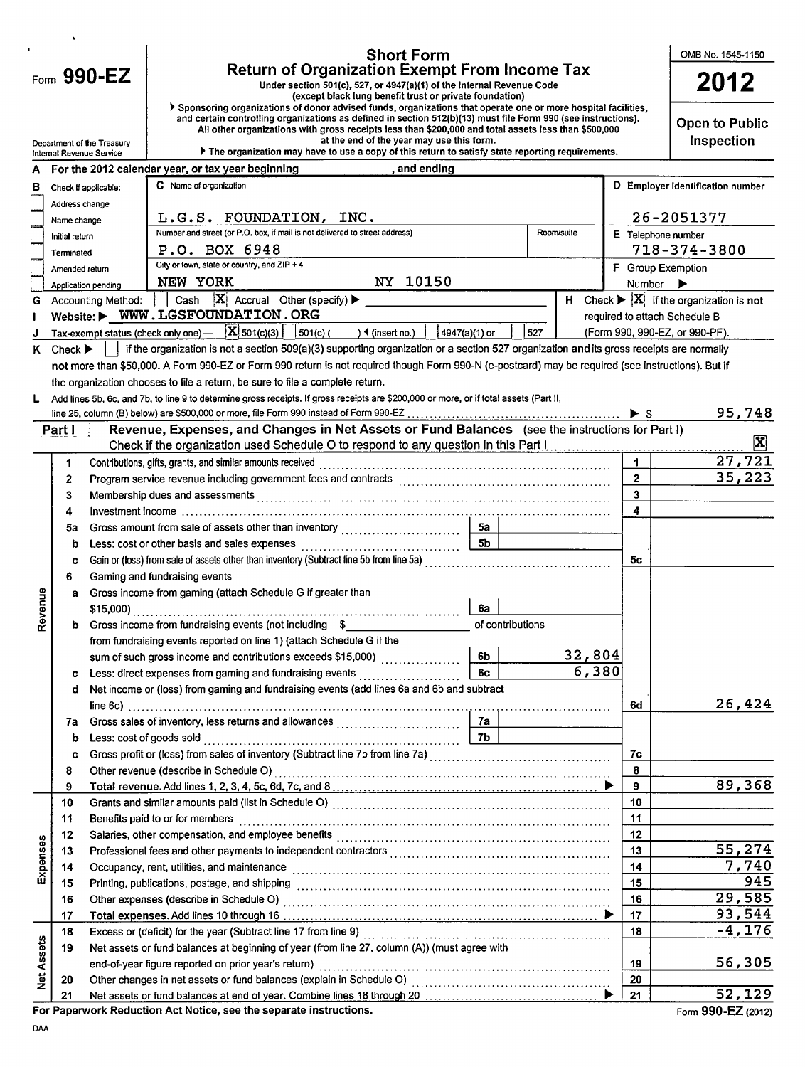# Form 990-EZ

## Short Form
## Return of Organization Exempt From Income Tax

Under section 501(c), 527, or 4947(a)(1) of the Internal Revenue Code
(except black lung benefit trust or private foundation)

▶ Sponsoring organizations of donor advised funds, organizations that operate one or more hospital facilities, and certain controlling organizations as defined in section 512(b)(13) must file Form 990 (see instructions). All other organizations with gross receipts less than $200,000 and total assets less than $500,000 at the end of the year may use this form.

▶ The organization may have to use a copy of this return to satisfy state reporting requirements.

OMB No. 1545-1150

**2012**

**Open to Public Inspection**

Department of the Treasury
Internal Revenue Service

**A** For the 2012 calendar year, or tax year beginning , and ending

**B** Check if applicable:
- [ ] Address change
- [ ] Name change
- [ ] Initial return
- [ ] Terminated
- [ ] Amended return
- [ ] Application pending

**C** Name of organization: L.G.S. FOUNDATION, INC.

Number and street (or P.O. box, if mail is not delivered to street address): P.O. BOX 6948 | Room/suite:

City or town, state or country, and ZIP + 4: NEW YORK NY 10150

**D** Employer identification number: 26-2051377

**E** Telephone number: 718-374-3800

**F** Group Exemption Number ▶

**G** Accounting Method: [ ] Cash [X] Accrual Other (specify) ▶

**H** Check ▶ [X] if the organization is **not** required to attach Schedule B (Form 990, 990-EZ, or 990-PF).

**I** Website: ▶ WWW.LGSFOUNDATION.ORG

**J** Tax-exempt status (check only one) — [X] 501(c)(3) [ ] 501(c) ( ) ◀ (insert no.) [ ] 4947(a)(1) or [ ] 527

**K** Check ▶ [ ] if the organization is not a section 509(a)(3) supporting organization or a section 527 organization and its gross receipts are normally **not** more than $50,000. A Form 990-EZ or Form 990 return is not required though Form 990-N (e-postcard) may be required (see instructions). But if the organization chooses to file a return, be sure to file a complete return.

**L** Add lines 5b, 6c, and 7b, to line 9 to determine gross receipts. If gross receipts are $200,000 or more, or if total assets (Part II, line 25, column (B) below) are $500,000 or more, file Form 990 instead of Form 990-EZ ▶ $ 95,748

## Part I — Revenue, Expenses, and Changes in Net Assets or Fund Balances (see the instructions for Part I)

Check if the organization used Schedule O to respond to any question in this Part I [X]

| Section | Line | Description | Sub-line | Sub-amount | Line | Amount |
|---|---|---|---|---|---|---|
| Revenue | 1 | Contributions, gifts, grants, and similar amounts received | | | 1 | 27,721 |
| | 2 | Program service revenue including government fees and contracts | | | 2 | 35,223 |
| | 3 | Membership dues and assessments | | | 3 | |
| | 4 | Investment income | | | 4 | |
| | 5a | Gross amount from sale of assets other than inventory | 5a | | | |
| | b | Less: cost or other basis and sales expenses | 5b | | | |
| | c | Gain or (loss) from sale of assets other than inventory (Subtract line 5b from line 5a) | | | 5c | |
| | 6 | Gaming and fundraising events | | | | |
| | a | Gross income from gaming (attach Schedule G if greater than $15,000) | 6a | | | |
| | b | Gross income from fundraising events (not including $ of contributions from fundraising events reported on line 1) (attach Schedule G if the sum of such gross income and contributions exceeds $15,000) | 6b | 32,804 | | |
| | c | Less: direct expenses from gaming and fundraising events | 6c | 6,380 | | |
| | d | Net income or (loss) from gaming and fundraising events (add lines 6a and 6b and subtract line 6c) | | | 6d | 26,424 |
| | 7a | Gross sales of inventory, less returns and allowances | 7a | | | |
| | b | Less: cost of goods sold | 7b | | | |
| | c | Gross profit or (loss) from sales of inventory (Subtract line 7b from line 7a) | | | 7c | |
| | 8 | Other revenue (describe in Schedule O) | | | 8 | |
| | 9 | **Total revenue.** Add lines 1, 2, 3, 4, 5c, 6d, 7c, and 8 ▶ | | | 9 | 89,368 |
| Expenses | 10 | Grants and similar amounts paid (list in Schedule O) | | | 10 | |
| | 11 | Benefits paid to or for members | | | 11 | |
| | 12 | Salaries, other compensation, and employee benefits | | | 12 | |
| | 13 | Professional fees and other payments to independent contractors | | | 13 | 55,274 |
| | 14 | Occupancy, rent, utilities, and maintenance | | | 14 | 7,740 |
| | 15 | Printing, publications, postage, and shipping | | | 15 | 945 |
| | 16 | Other expenses (describe in Schedule O) | | | 16 | 29,585 |
| | 17 | **Total expenses.** Add lines 10 through 16 ▶ | | | 17 | 93,544 |
| Net Assets | 18 | Excess or (deficit) for the year (Subtract line 17 from line 9) | | | 18 | -4,176 |
| | 19 | Net assets or fund balances at beginning of year (from line 27, column (A)) (must agree with end-of-year figure reported on prior year's return) | | | 19 | 56,305 |
| | 20 | Other changes in net assets or fund balances (explain in Schedule O) | | | 20 | |
| | 21 | Net assets or fund balances at end of year. Combine lines 18 through 20 ▶ | | | 21 | 52,129 |

**For Paperwork Reduction Act Notice, see the separate instructions.** Form **990-EZ** (2012)

DAA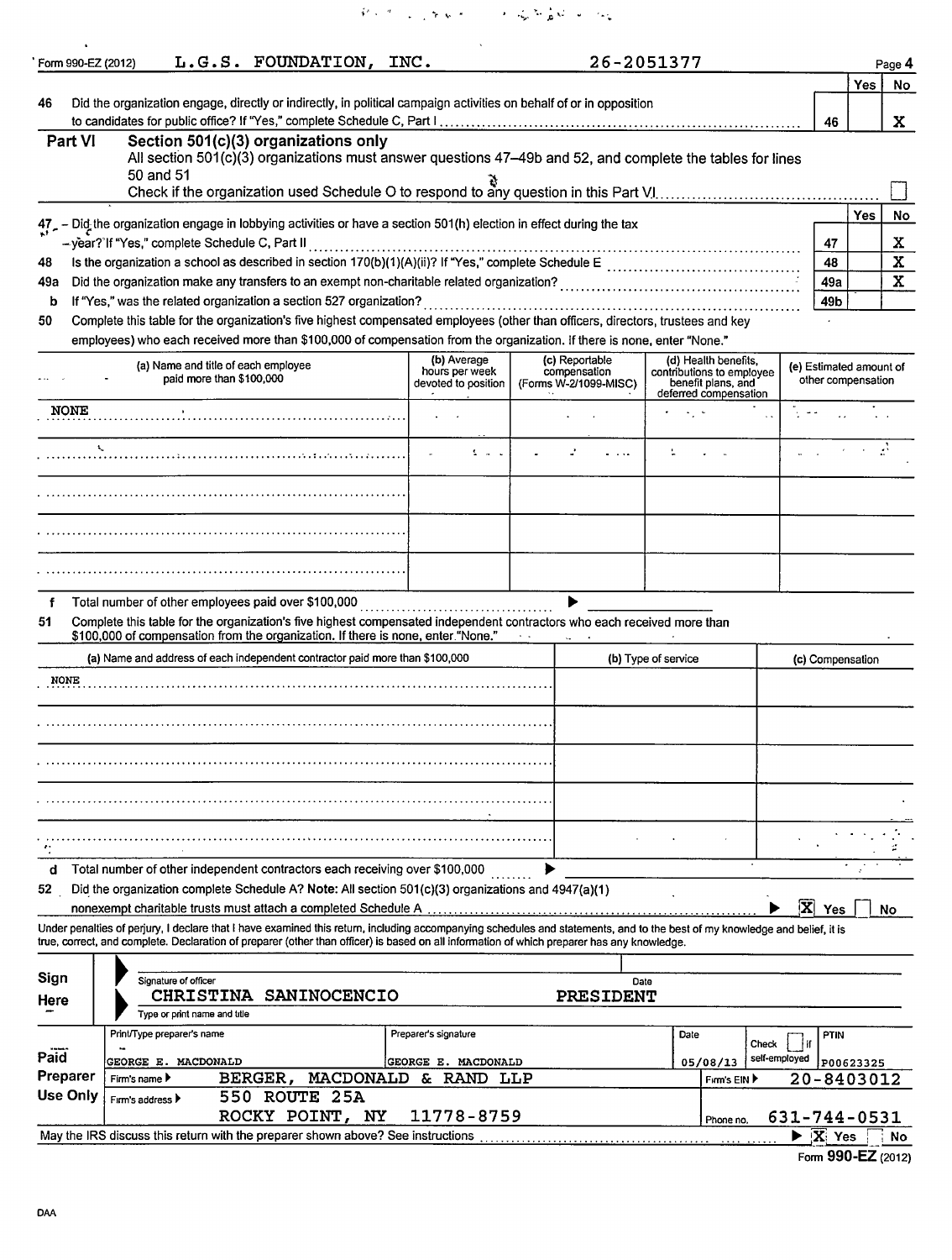Form 990-EZ (2012) L.G.S. FOUNDATION, INC. 26-2051377 Page 4

| | | | Yes | No |
|---|---|---|---|---|
| 46 | Did the organization engage, directly or indirectly, in political campaign activities on behalf of or in opposition to candidates for public office? If "Yes," complete Schedule C, Part I | 46 | | X |

## Part VI Section 501(c)(3) organizations only

All section 501(c)(3) organizations must answer questions 47–49b and 52, and complete the tables for lines 50 and 51

Check if the organization used Schedule O to respond to any question in this Part VI ☐

| | | | Yes | No |
|---|---|---|---|---|
| 47 | Did the organization engage in lobbying activities or have a section 501(h) election in effect during the tax year? If "Yes," complete Schedule C, Part II | 47 | | X |
| 48 | Is the organization a school as described in section 170(b)(1)(A)(ii)? If "Yes," complete Schedule E | 48 | | X |
| 49a | Did the organization make any transfers to an exempt non-charitable related organization? | 49a | | X |
| b | If "Yes," was the related organization a section 527 organization? | 49b | | |

50 Complete this table for the organization's five highest compensated employees (other than officers, directors, trustees and key employees) who each received more than $100,000 of compensation from the organization. If there is none, enter "None."

| (a) Name and title of each employee paid more than $100,000 | (b) Average hours per week devoted to position | (c) Reportable compensation (Forms W-2/1099-MISC) | (d) Health benefits, contributions to employee benefit plans, and deferred compensation | (e) Estimated amount of other compensation |
|---|---|---|---|---|
| NONE | | | | |
| | | | | |
| | | | | |
| | | | | |
| | | | | |

f Total number of other employees paid over $100,000 ▶

51 Complete this table for the organization's five highest compensated independent contractors who each received more than $100,000 of compensation from the organization. If there is none, enter "None."

| (a) Name and address of each independent contractor paid more than $100,000 | (b) Type of service | (c) Compensation |
|---|---|---|
| NONE | | |
| | | |
| | | |
| | | |
| | | |

d Total number of other independent contractors each receiving over $100,000 ▶

52 Did the organization complete Schedule A? Note: All section 501(c)(3) organizations and 4947(a)(1) nonexempt charitable trusts must attach a completed Schedule A ▶ [X] Yes [ ] No

Under penalties of perjury, I declare that I have examined this return, including accompanying schedules and statements, and to the best of my knowledge and belief, it is true, correct, and complete. Declaration of preparer (other than officer) is based on all information of which preparer has any knowledge.

**Sign Here**

Signature of officer — Date

CHRISTINA SANINOCENCIO PRESIDENT

Type or print name and title

**Paid Preparer Use Only**

| Print/Type preparer's name | Preparer's signature | Date | Check ☐ if self-employed | PTIN |
|---|---|---|---|---|
| GEORGE E. MACDONALD | GEORGE E. MACDONALD | 05/08/13 | | P00623325 |

Firm's name ▶ BERGER, MACDONALD & RAND LLP Firm's EIN ▶ 20-8403012

Firm's address ▶ 550 ROUTE 25A, ROCKY POINT, NY 11778-8759 Phone no. 631-744-0531

May the IRS discuss this return with the preparer shown above? See instructions ▶ [X] Yes [ ] No

Form 990-EZ (2012)

DAA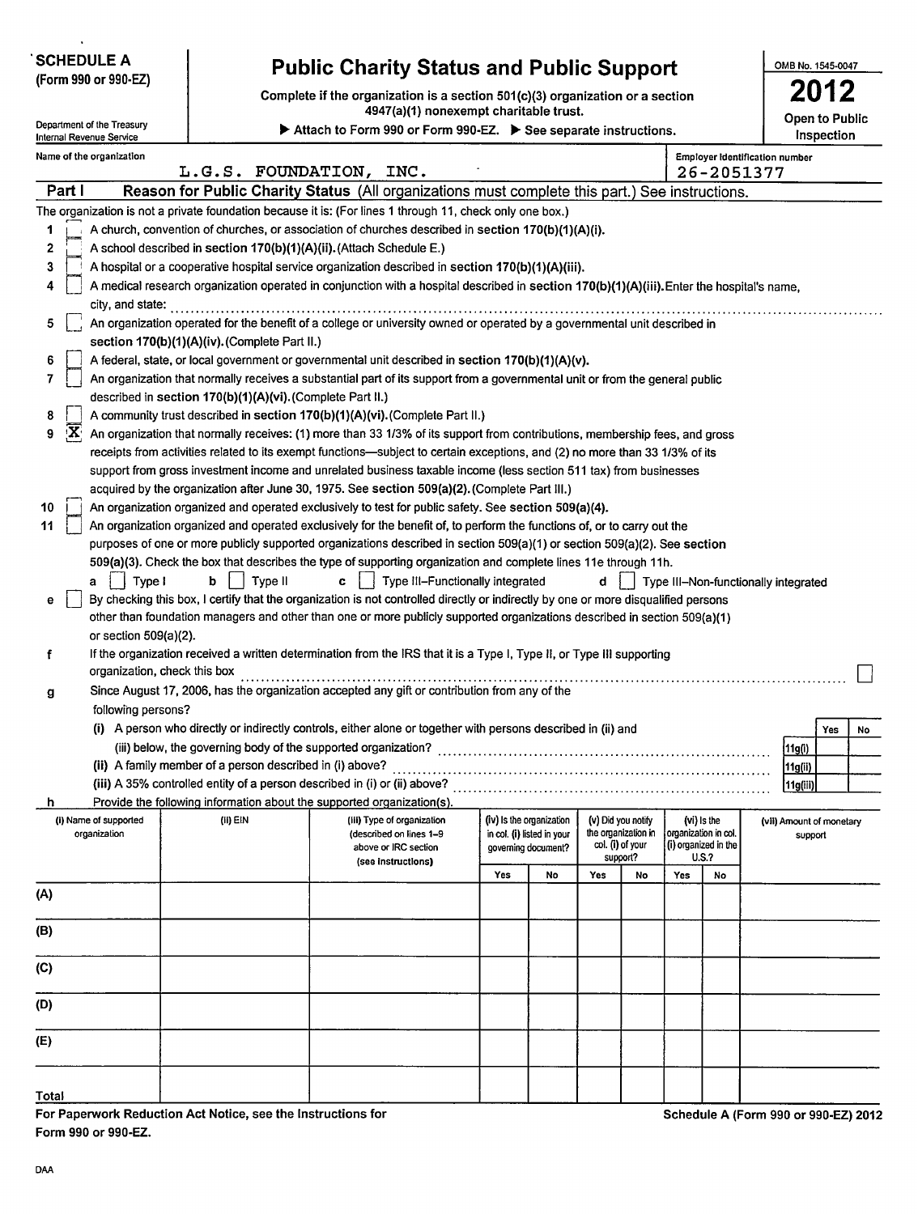**SCHEDULE A (Form 990 or 990-EZ)**

Department of the Treasury
Internal Revenue Service

# Public Charity Status and Public Support

**Complete if the organization is a section 501(c)(3) organization or a section 4947(a)(1) nonexempt charitable trust.**

▶ **Attach to Form 990 or Form 990-EZ.** ▶ **See separate instructions.**

OMB No. 1545-0047

**2012**

**Open to Public Inspection**

Name of the organization: L.G.S. FOUNDATION, INC.

Employer identification number: 26-2051377

## Part I Reason for Public Charity Status (All organizations must complete this part.) See instructions.

The organization is not a private foundation because it is: (For lines 1 through 11, check only one box.)

1. [ ] A church, convention of churches, or association of churches described in **section 170(b)(1)(A)(i).**
2. [ ] A school described in **section 170(b)(1)(A)(ii).** (Attach Schedule E.)
3. [ ] A hospital or a cooperative hospital service organization described in **section 170(b)(1)(A)(iii).**
4. [ ] A medical research organization operated in conjunction with a hospital described in **section 170(b)(1)(A)(iii).** Enter the hospital's name, city, and state: ..........
5. [ ] An organization operated for the benefit of a college or university owned or operated by a governmental unit described in **section 170(b)(1)(A)(iv).** (Complete Part II.)
6. [ ] A federal, state, or local government or governmental unit described in **section 170(b)(1)(A)(v).**
7. [ ] An organization that normally receives a substantial part of its support from a governmental unit or from the general public described in **section 170(b)(1)(A)(vi).** (Complete Part II.)
8. [ ] A community trust described in **section 170(b)(1)(A)(vi).** (Complete Part II.)
9. [X] An organization that normally receives: (1) more than 33 1/3% of its support from contributions, membership fees, and gross receipts from activities related to its exempt functions—subject to certain exceptions, and (2) no more than 33 1/3% of its support from gross investment income and unrelated business taxable income (less section 511 tax) from businesses acquired by the organization after June 30, 1975. See **section 509(a)(2).** (Complete Part III.)
10. [ ] An organization organized and operated exclusively to test for public safety. See **section 509(a)(4).**
11. [ ] An organization organized and operated exclusively for the benefit of, to perform the functions of, or to carry out the purposes of one or more publicly supported organizations described in section 509(a)(1) or section 509(a)(2). See **section 509(a)(3).** Check the box that describes the type of supporting organization and complete lines 11e through 11h.
   - **a** [ ] Type I **b** [ ] Type II **c** [ ] Type III–Functionally integrated **d** [ ] Type III–Non-functionally integrated
   - **e** [ ] By checking this box, I certify that the organization is not controlled directly or indirectly by one or more disqualified persons other than foundation managers and other than one or more publicly supported organizations described in section 509(a)(1) or section 509(a)(2).
   - **f** If the organization received a written determination from the IRS that it is a Type I, Type II, or Type III supporting organization, check this box .......... [ ]
   - **g** Since August 17, 2006, has the organization accepted any gift or contribution from any of the following persons?

| | | Yes | No |
|---|---|---|---|
| (i) A person who directly or indirectly controls, either alone or together with persons described in (ii) and (iii) below, the governing body of the supported organization? | 11g(i) | | |
| (ii) A family member of a person described in (i) above? | 11g(ii) | | |
| (iii) A 35% controlled entity of a person described in (i) or (ii) above? | 11g(iii) | | |

   - **h** Provide the following information about the supported organization(s).

| (i) Name of supported organization | (ii) EIN | (iii) Type of organization (described on lines 1-9 above or IRC section (see instructions)) | (iv) Is the organization in col. (i) listed in your governing document? Yes | No | (v) Did you notify the organization in col. (i) of your support? Yes | No | (vi) Is the organization in col. (i) organized in the U.S.? Yes | No | (vii) Amount of monetary support |
|---|---|---|---|---|---|---|---|---|---|
| (A) | | | | | | | | | |
| (B) | | | | | | | | | |
| (C) | | | | | | | | | |
| (D) | | | | | | | | | |
| (E) | | | | | | | | | |
| Total | | | | | | | | | |

**For Paperwork Reduction Act Notice, see the Instructions for Form 990 or 990-EZ.**

**Schedule A (Form 990 or 990-EZ) 2012**

DAA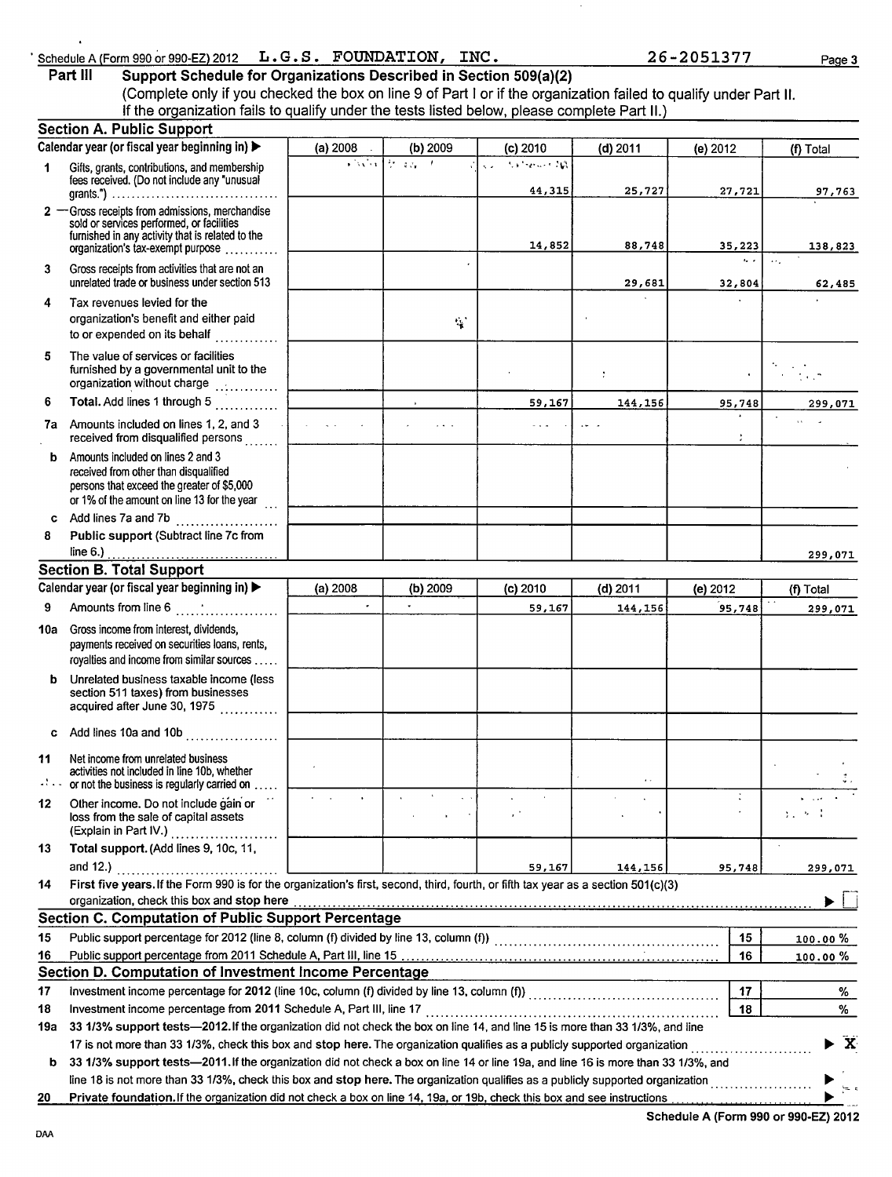Schedule A (Form 990 or 990-EZ) 2012 L.G.S. FOUNDATION, INC. 26-2051377 Page 3

## Part III Support Schedule for Organizations Described in Section 509(a)(2)

(Complete only if you checked the box on line 9 of Part I or if the organization failed to qualify under Part II. If the organization fails to qualify under the tests listed below, please complete Part II.)

### Section A. Public Support

| Calendar year (or fiscal year beginning in) ▶ | (a) 2008 | (b) 2009 | (c) 2010 | (d) 2011 | (e) 2012 | (f) Total |
|---|---|---|---|---|---|---|
| 1 Gifts, grants, contributions, and membership fees received. (Do not include any "unusual grants.") | | | 44,315 | 25,727 | 27,721 | 97,763 |
| 2 Gross receipts from admissions, merchandise sold or services performed, or facilities furnished in any activity that is related to the organization's tax-exempt purpose | | | 14,852 | 88,748 | 35,223 | 138,823 |
| 3 Gross receipts from activities that are not an unrelated trade or business under section 513 | | | | 29,681 | 32,804 | 62,485 |
| 4 Tax revenues levied for the organization's benefit and either paid to or expended on its behalf | | | | | | |
| 5 The value of services or facilities furnished by a governmental unit to the organization without charge | | | | | | |
| 6 Total. Add lines 1 through 5 | | | 59,167 | 144,156 | 95,748 | 299,071 |
| 7a Amounts included on lines 1, 2, and 3 received from disqualified persons | | | | | | |
| b Amounts included on lines 2 and 3 received from other than disqualified persons that exceed the greater of $5,000 or 1% of the amount on line 13 for the year | | | | | | |
| c Add lines 7a and 7b | | | | | | |
| 8 Public support (Subtract line 7c from line 6.) | | | | | | 299,071 |

### Section B. Total Support

| Calendar year (or fiscal year beginning in) ▶ | (a) 2008 | (b) 2009 | (c) 2010 | (d) 2011 | (e) 2012 | (f) Total |
|---|---|---|---|---|---|---|
| 9 Amounts from line 6 | | | 59,167 | 144,156 | 95,748 | 299,071 |
| 10a Gross income from interest, dividends, payments received on securities loans, rents, royalties and income from similar sources | | | | | | |
| b Unrelated business taxable income (less section 511 taxes) from businesses acquired after June 30, 1975 | | | | | | |
| c Add lines 10a and 10b | | | | | | |
| 11 Net income from unrelated business activities not included in line 10b, whether or not the business is regularly carried on | | | | | | |
| 12 Other income. Do not include gain or loss from the sale of capital assets (Explain in Part IV.) | | | | | | |
| 13 Total support. (Add lines 9, 10c, 11, and 12.) | | | 59,167 | 144,156 | 95,748 | 299,071 |

14 First five years. If the Form 990 is for the organization's first, second, third, fourth, or fifth tax year as a section 501(c)(3) organization, check this box and stop here ▶ ☐

### Section C. Computation of Public Support Percentage

| | | | |
|---|---|---|---|
| 15 | Public support percentage for 2012 (line 8, column (f) divided by line 13, column (f)) | 15 | 100.00 % |
| 16 | Public support percentage from 2011 Schedule A, Part III, line 15 | 16 | 100.00 % |

### Section D. Computation of Investment Income Percentage

| | | | |
|---|---|---|---|
| 17 | Investment income percentage for 2012 (line 10c, column (f) divided by line 13, column (f)) | 17 | % |
| 18 | Investment income percentage from 2011 Schedule A, Part III, line 17 | 18 | % |

19a 33 1/3% support tests—2012. If the organization did not check the box on line 14, and line 15 is more than 33 1/3%, and line 17 is not more than 33 1/3%, check this box and stop here. The organization qualifies as a publicly supported organization ▶ X

b 33 1/3% support tests—2011. If the organization did not check a box on line 14 or line 19a, and line 16 is more than 33 1/3%, and line 18 is not more than 33 1/3%, check this box and stop here. The organization qualifies as a publicly supported organization ▶ ☐

20 Private foundation. If the organization did not check a box on line 14, 19a, or 19b, check this box and see instructions ▶ ☐

Schedule A (Form 990 or 990-EZ) 2012

DAA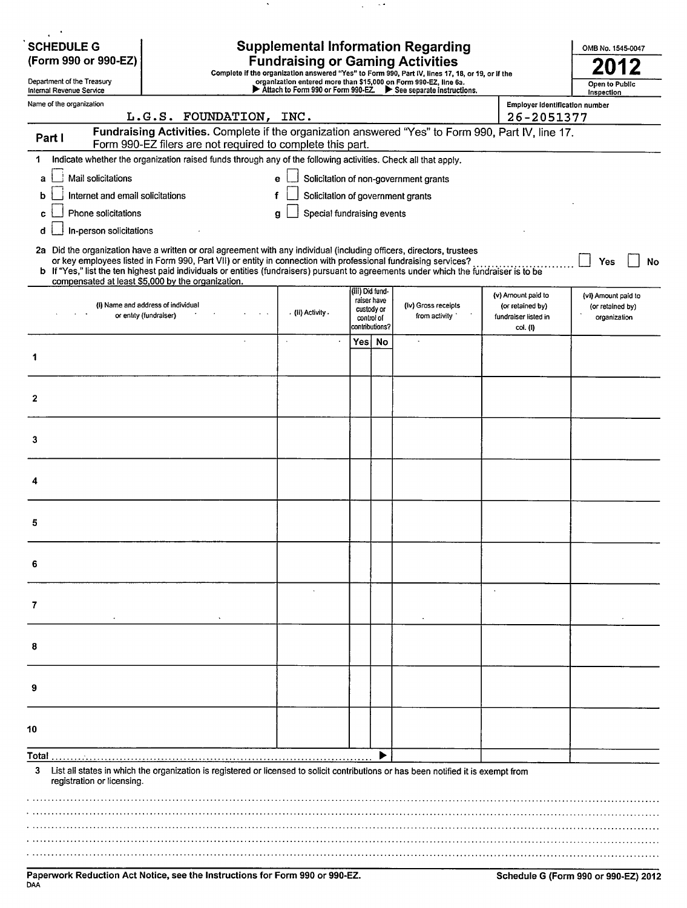**SCHEDULE G**
**(Form 990 or 990-EZ)**

Department of the Treasury
Internal Revenue Service

# Supplemental Information Regarding Fundraising or Gaming Activities

**Complete if the organization answered "Yes" to Form 990, Part IV, lines 17, 18, or 19, or if the organization entered more than $15,000 on Form 990-EZ, line 6a.**
▶ Attach to Form 990 or Form 990-EZ. ▶ See separate instructions.

OMB No. 1545-0047

**2012**

**Open to Public Inspection**

Name of the organization: L.G.S. FOUNDATION, INC.

Employer identification number: 26-2051377

## Part I — Fundraising Activities.

Complete if the organization answered "Yes" to Form 990, Part IV, line 17. Form 990-EZ filers are not required to complete this part.

1 Indicate whether the organization raised funds through any of the following activities. Check all that apply.

- a ☐ Mail solicitations
- b ☐ Internet and email solicitations
- c ☐ Phone solicitations
- d ☐ In-person solicitations
- e ☐ Solicitation of non-government grants
- f ☐ Solicitation of government grants
- g ☐ Special fundraising events

2a Did the organization have a written or oral agreement with any individual (including officers, directors, trustees or key employees listed in Form 990, Part VII) or entity in connection with professional fundraising services? ☐ Yes ☐ No

b If "Yes," list the ten highest paid individuals or entities (fundraisers) pursuant to agreements under which the fundraiser is to be compensated at least $5,000 by the organization.

| | (i) Name and address of individual or entity (fundraiser) | (ii) Activity | (iii) Did fund-raiser have custody or control of contributions? Yes | No | (iv) Gross receipts from activity | (v) Amount paid to (or retained by) fundraiser listed in col. (i) | (vi) Amount paid to (or retained by) organization |
|---|---|---|---|---|---|---|---|
| 1 | | | | | | | |
| 2 | | | | | | | |
| 3 | | | | | | | |
| 4 | | | | | | | |
| 5 | | | | | | | |
| 6 | | | | | | | |
| 7 | | | | | | | |
| 8 | | | | | | | |
| 9 | | | | | | | |
| 10 | | | | | | | |
| Total ▶ | | | | | | | |

3 List all states in which the organization is registered or licensed to solicit contributions or has been notified it is exempt from registration or licensing.

**Paperwork Reduction Act Notice, see the Instructions for Form 990 or 990-EZ.**

DAA

**Schedule G (Form 990 or 990-EZ) 2012**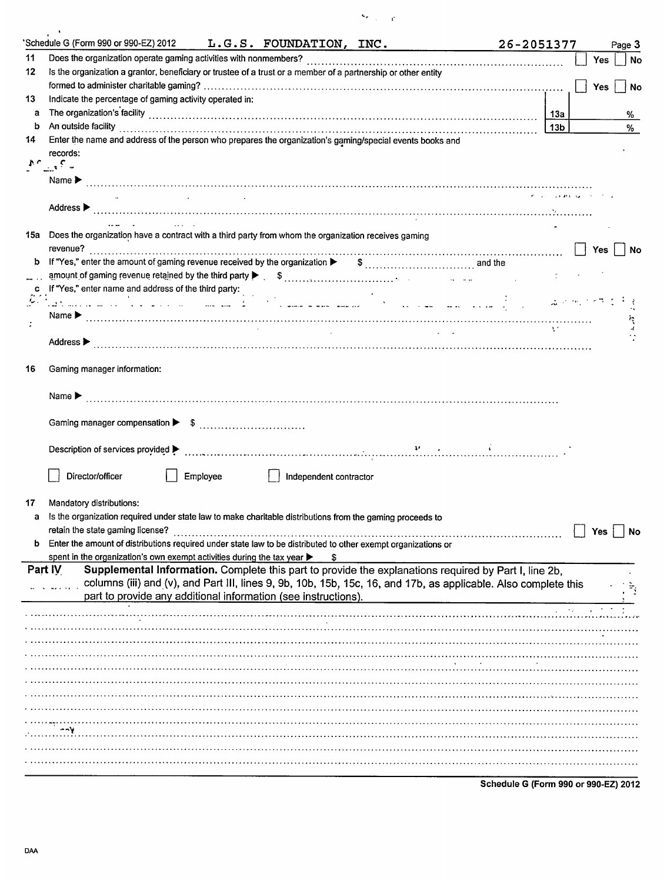Schedule G (Form 990 or 990-EZ) 2012 L.G.S. FOUNDATION, INC. 26-2051377 Page 3

**11** Does the organization operate gaming activities with nonmembers? ☐ Yes ☐ No

**12** Is the organization a grantor, beneficiary or trustee of a trust or a member of a partnership or other entity formed to administer charitable gaming? ☐ Yes ☐ No

**13** Indicate the percentage of gaming activity operated in:

**a** The organization's facility 13a %

**b** An outside facility 13b %

**14** Enter the name and address of the person who prepares the organization's gaming/special events books and records:

Name ▶

Address ▶

**15a** Does the organization have a contract with a third party from whom the organization receives gaming revenue? ☐ Yes ☐ No

**b** If "Yes," enter the amount of gaming revenue received by the organization ▶ $ and the amount of gaming revenue retained by the third party ▶ $

**c** If "Yes," enter name and address of the third party:

Name ▶

Address ▶

**16** Gaming manager information:

Name ▶

Gaming manager compensation ▶ $

Description of services provided ▶

☐ Director/officer ☐ Employee ☐ Independent contractor

**17** Mandatory distributions:

**a** Is the organization required under state law to make charitable distributions from the gaming proceeds to retain the state gaming license? ☐ Yes ☐ No

**b** Enter the amount of distributions required under state law to be distributed to other exempt organizations or spent in the organization's own exempt activities during the tax year ▶ $

## Part IV Supplemental Information.

Complete this part to provide the explanations required by Part I, line 2b, columns (iii) and (v), and Part III, lines 9, 9b, 10b, 15b, 15c, 16, and 17b, as applicable. Also complete this part to provide any additional information (see instructions).

Schedule G (Form 990 or 990-EZ) 2012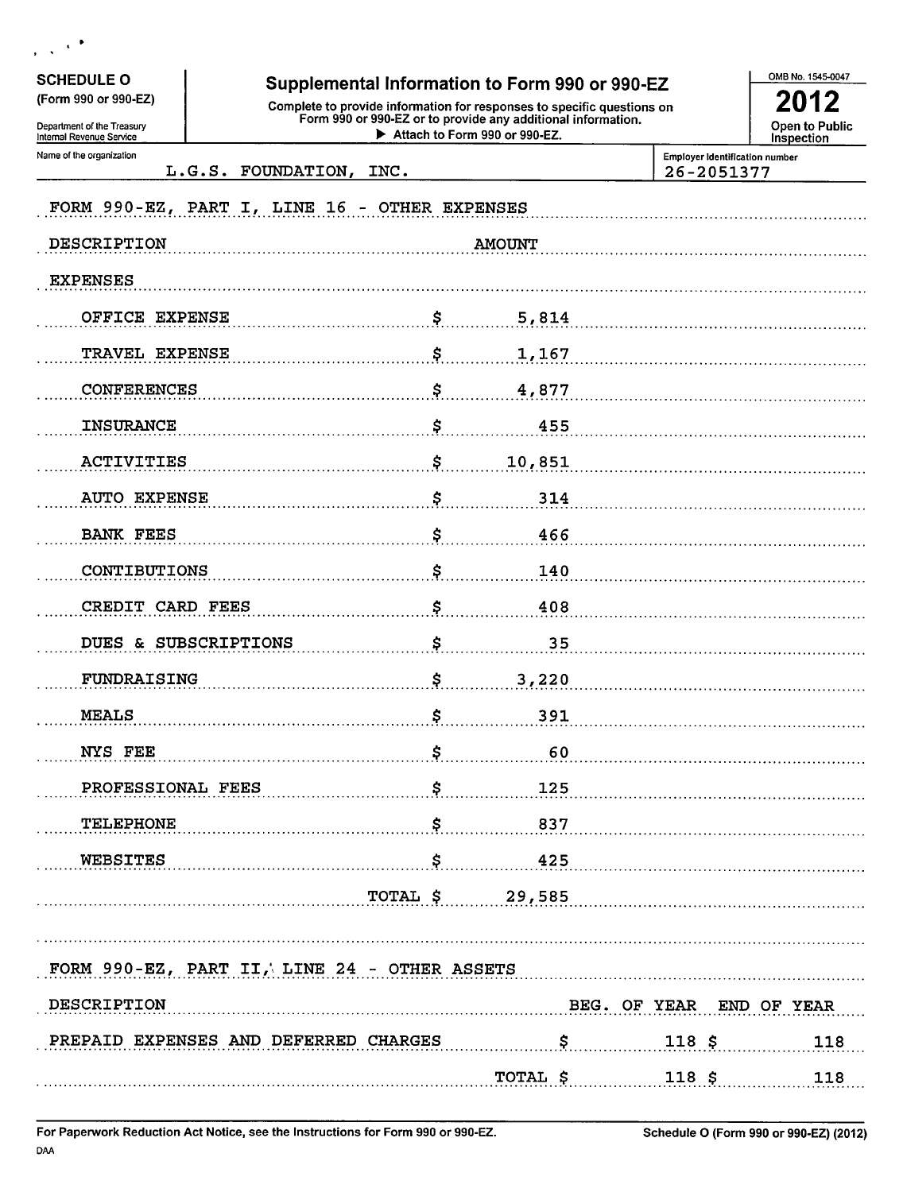**SCHEDULE O**
**(Form 990 or 990-EZ)**

Department of the Treasury
Internal Revenue Service

# Supplemental Information to Form 990 or 990-EZ

Complete to provide information for responses to specific questions on Form 990 or 990-EZ or to provide any additional information.
▶ Attach to Form 990 or 990-EZ.

OMB No. 1545-0047
**2012**
**Open to Public Inspection**

Name of the organization: L.G.S. FOUNDATION, INC.

Employer identification number: 26-2051377

FORM 990-EZ, PART I, LINE 16 - OTHER EXPENSES

| DESCRIPTION | | AMOUNT |
|---|---|---|
| EXPENSES | | |
| OFFICE EXPENSE | $ | 5,814 |
| TRAVEL EXPENSE | $ | 1,167 |
| CONFERENCES | $ | 4,877 |
| INSURANCE | $ | 455 |
| ACTIVITIES | $ | 10,851 |
| AUTO EXPENSE | $ | 314 |
| BANK FEES | $ | 466 |
| CONTIBUTIONS | $ | 140 |
| CREDIT CARD FEES | $ | 408 |
| DUES & SUBSCRIPTIONS | $ | 35 |
| FUNDRAISING | $ | 3,220 |
| MEALS | $ | 391 |
| NYS FEE | $ | 60 |
| PROFESSIONAL FEES | $ | 125 |
| TELEPHONE | $ | 837 |
| WEBSITES | $ | 425 |
| TOTAL | $ | 29,585 |

FORM 990-EZ, PART II, LINE 24 - OTHER ASSETS

| DESCRIPTION | BEG. OF YEAR | END OF YEAR |
|---|---|---|
| PREPAID EXPENSES AND DEFERRED CHARGES | $ 118 | $ 118 |
| TOTAL | $ 118 | $ 118 |

For Paperwork Reduction Act Notice, see the Instructions for Form 990 or 990-EZ.

Schedule O (Form 990 or 990-EZ) (2012)

DAA